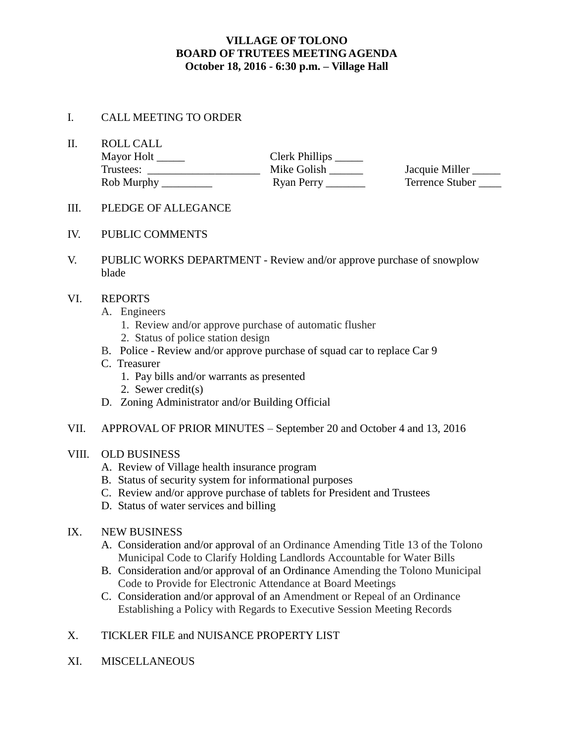**VILLAGE OF TOLONO**
**BOARD OF TRUTEES MEETING AGENDA**
**October 18, 2016 - 6:30 p.m. – Village Hall**

I. CALL MEETING TO ORDER

II. ROLL CALL

| | | |
|---|---|---|
| Mayor Holt _____ | Clerk Phillips _____ | |
| Trustees: ____________________ | Mike Golish ______ | Jacquie Miller _____ |
| Rob Murphy _________ | Ryan Perry _______ | Terrence Stuber ____ |

III. PLEDGE OF ALLEGANCE

IV. PUBLIC COMMENTS

V. PUBLIC WORKS DEPARTMENT - Review and/or approve purchase of snowplow blade

VI. REPORTS
   - A. Engineers
     1. Review and/or approve purchase of automatic flusher
     2. Status of police station design
   - B. Police - Review and/or approve purchase of squad car to replace Car 9
   - C. Treasurer
     1. Pay bills and/or warrants as presented
     2. Sewer credit(s)
   - D. Zoning Administrator and/or Building Official

VII. APPROVAL OF PRIOR MINUTES – September 20 and October 4 and 13, 2016

VIII. OLD BUSINESS
   - A. Review of Village health insurance program
   - B. Status of security system for informational purposes
   - C. Review and/or approve purchase of tablets for President and Trustees
   - D. Status of water services and billing

IX. NEW BUSINESS
   - A. Consideration and/or approval of an Ordinance Amending Title 13 of the Tolono Municipal Code to Clarify Holding Landlords Accountable for Water Bills
   - B. Consideration and/or approval of an Ordinance Amending the Tolono Municipal Code to Provide for Electronic Attendance at Board Meetings
   - C. Consideration and/or approval of an Amendment or Repeal of an Ordinance Establishing a Policy with Regards to Executive Session Meeting Records

X. TICKLER FILE and NUISANCE PROPERTY LIST

XI. MISCELLANEOUS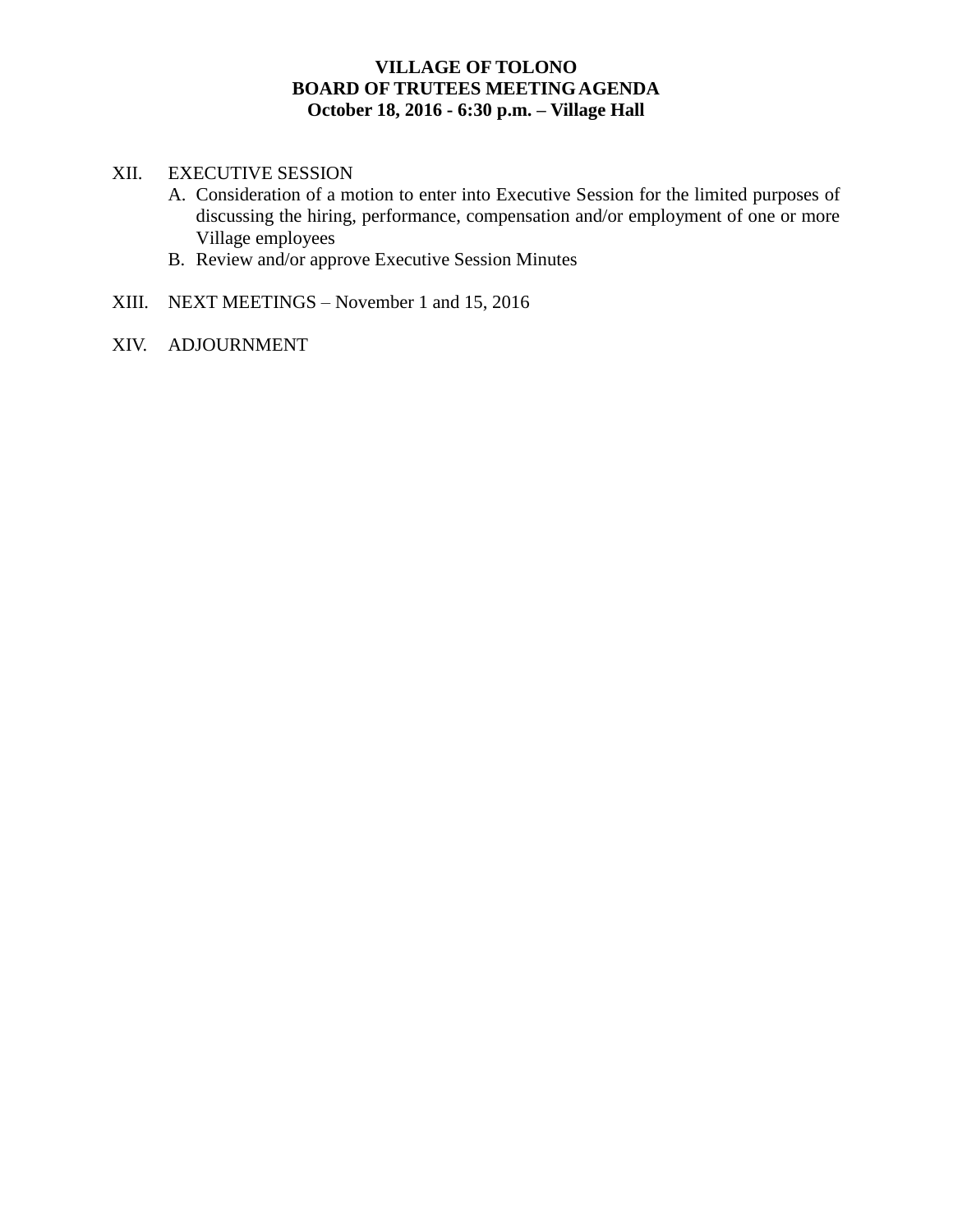**VILLAGE OF TOLONO**
**BOARD OF TRUTEES MEETING AGENDA**
**October 18, 2016 - 6:30 p.m. – Village Hall**

XII. EXECUTIVE SESSION

A. Consideration of a motion to enter into Executive Session for the limited purposes of discussing the hiring, performance, compensation and/or employment of one or more Village employees

B. Review and/or approve Executive Session Minutes

XIII. NEXT MEETINGS – November 1 and 15, 2016

XIV. ADJOURNMENT